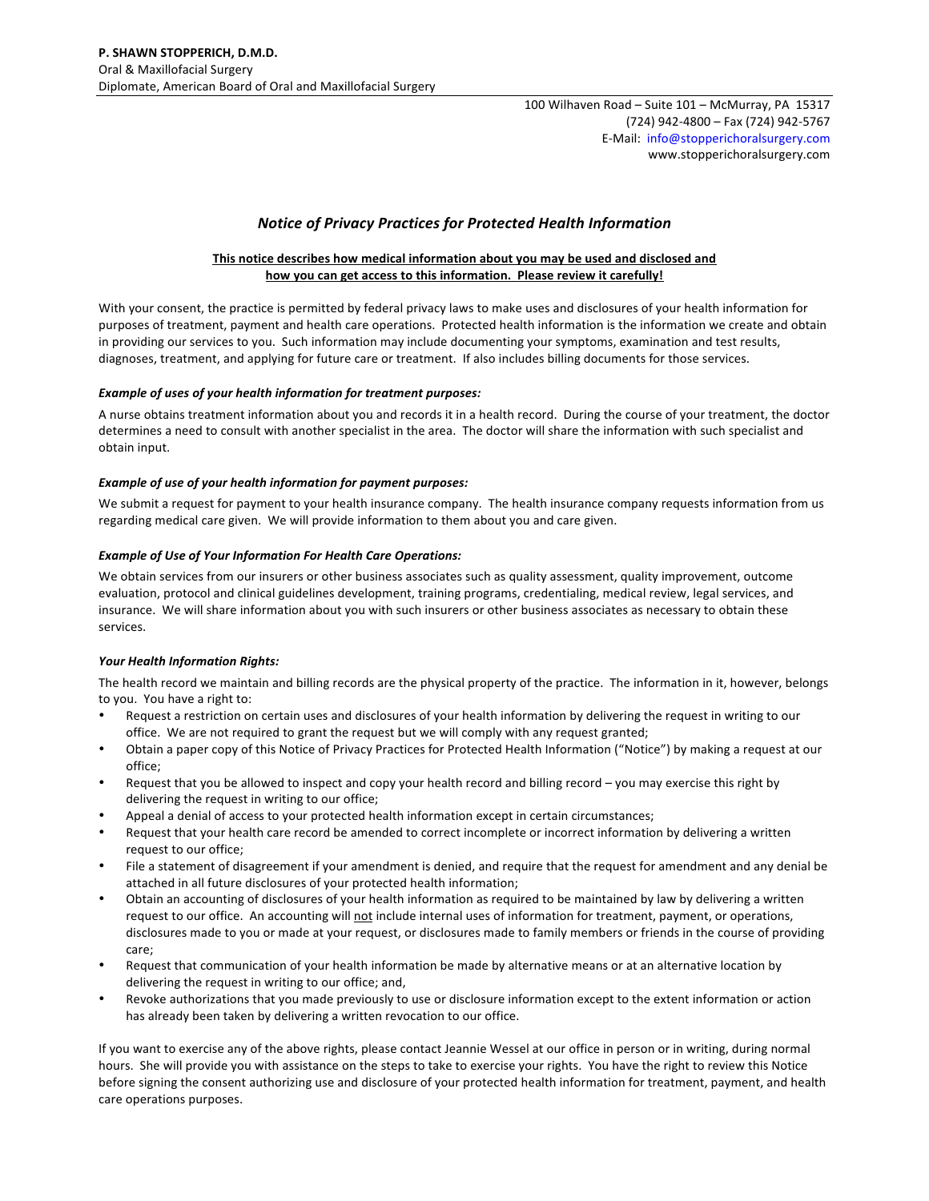**P. SHAWN STOPPERICH, D.M.D.**
Oral & Maxillofacial Surgery
Diplomate, American Board of Oral and Maxillofacial Surgery

100 Wilhaven Road – Suite 101 – McMurray, PA 15317
(724) 942-4800 – Fax (724) 942-5767
E-Mail: info@stopperichoralsurgery.com
www.stopperichoralsurgery.com

# *Notice of Privacy Practices for Protected Health Information*

**This notice describes how medical information about you may be used and disclosed and how you can get access to this information. Please review it carefully!**

With your consent, the practice is permitted by federal privacy laws to make uses and disclosures of your health information for purposes of treatment, payment and health care operations. Protected health information is the information we create and obtain in providing our services to you. Such information may include documenting your symptoms, examination and test results, diagnoses, treatment, and applying for future care or treatment. If also includes billing documents for those services.

### *Example of uses of your health information for treatment purposes:*

A nurse obtains treatment information about you and records it in a health record. During the course of your treatment, the doctor determines a need to consult with another specialist in the area. The doctor will share the information with such specialist and obtain input.

### *Example of use of your health information for payment purposes:*

We submit a request for payment to your health insurance company. The health insurance company requests information from us regarding medical care given. We will provide information to them about you and care given.

### *Example of Use of Your Information For Health Care Operations:*

We obtain services from our insurers or other business associates such as quality assessment, quality improvement, outcome evaluation, protocol and clinical guidelines development, training programs, credentialing, medical review, legal services, and insurance. We will share information about you with such insurers or other business associates as necessary to obtain these services.

### *Your Health Information Rights:*

The health record we maintain and billing records are the physical property of the practice. The information in it, however, belongs to you. You have a right to:

- Request a restriction on certain uses and disclosures of your health information by delivering the request in writing to our office. We are not required to grant the request but we will comply with any request granted;
- Obtain a paper copy of this Notice of Privacy Practices for Protected Health Information ("Notice") by making a request at our office;
- Request that you be allowed to inspect and copy your health record and billing record – you may exercise this right by delivering the request in writing to our office;
- Appeal a denial of access to your protected health information except in certain circumstances;
- Request that your health care record be amended to correct incomplete or incorrect information by delivering a written request to our office;
- File a statement of disagreement if your amendment is denied, and require that the request for amendment and any denial be attached in all future disclosures of your protected health information;
- Obtain an accounting of disclosures of your health information as required to be maintained by law by delivering a written request to our office. An accounting will not include internal uses of information for treatment, payment, or operations, disclosures made to you or made at your request, or disclosures made to family members or friends in the course of providing care;
- Request that communication of your health information be made by alternative means or at an alternative location by delivering the request in writing to our office; and,
- Revoke authorizations that you made previously to use or disclosure information except to the extent information or action has already been taken by delivering a written revocation to our office.

If you want to exercise any of the above rights, please contact Jeannie Wessel at our office in person or in writing, during normal hours. She will provide you with assistance on the steps to take to exercise your rights. You have the right to review this Notice before signing the consent authorizing use and disclosure of your protected health information for treatment, payment, and health care operations purposes.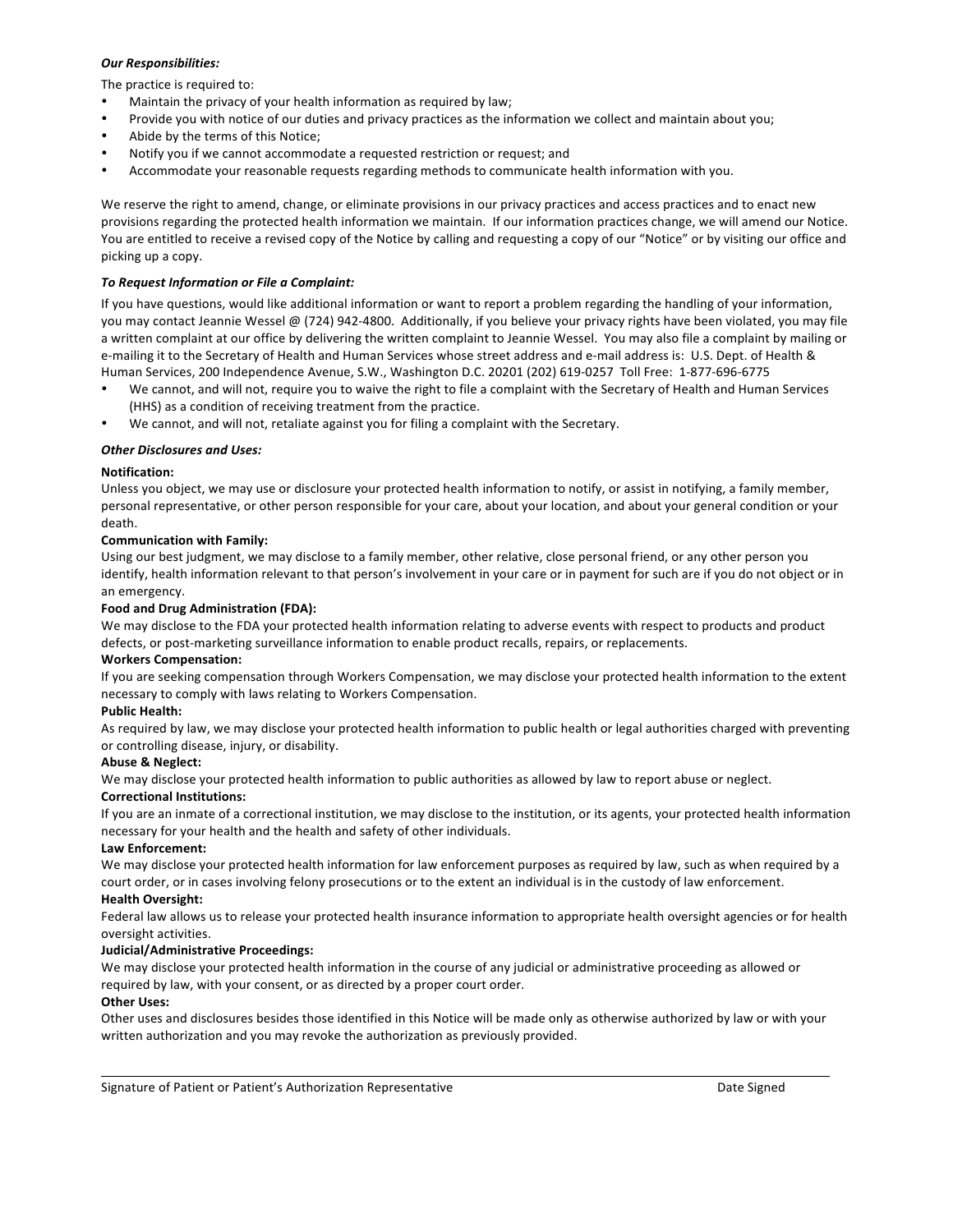***Our Responsibilities:***

The practice is required to:

- Maintain the privacy of your health information as required by law;
- Provide you with notice of our duties and privacy practices as the information we collect and maintain about you;
- Abide by the terms of this Notice;
- Notify you if we cannot accommodate a requested restriction or request; and
- Accommodate your reasonable requests regarding methods to communicate health information with you.

We reserve the right to amend, change, or eliminate provisions in our privacy practices and access practices and to enact new provisions regarding the protected health information we maintain. If our information practices change, we will amend our Notice. You are entitled to receive a revised copy of the Notice by calling and requesting a copy of our "Notice" or by visiting our office and picking up a copy.

***To Request Information or File a Complaint:***

If you have questions, would like additional information or want to report a problem regarding the handling of your information, you may contact Jeannie Wessel @ (724) 942-4800. Additionally, if you believe your privacy rights have been violated, you may file a written complaint at our office by delivering the written complaint to Jeannie Wessel. You may also file a complaint by mailing or e-mailing it to the Secretary of Health and Human Services whose street address and e-mail address is: U.S. Dept. of Health & Human Services, 200 Independence Avenue, S.W., Washington D.C. 20201 (202) 619-0257 Toll Free: 1-877-696-6775

- We cannot, and will not, require you to waive the right to file a complaint with the Secretary of Health and Human Services (HHS) as a condition of receiving treatment from the practice.
- We cannot, and will not, retaliate against you for filing a complaint with the Secretary.

***Other Disclosures and Uses:***

**Notification:**
Unless you object, we may use or disclosure your protected health information to notify, or assist in notifying, a family member, personal representative, or other person responsible for your care, about your location, and about your general condition or your death.

**Communication with Family:**
Using our best judgment, we may disclose to a family member, other relative, close personal friend, or any other person you identify, health information relevant to that person's involvement in your care or in payment for such are if you do not object or in an emergency.

**Food and Drug Administration (FDA):**
We may disclose to the FDA your protected health information relating to adverse events with respect to products and product defects, or post-marketing surveillance information to enable product recalls, repairs, or replacements.

**Workers Compensation:**
If you are seeking compensation through Workers Compensation, we may disclose your protected health information to the extent necessary to comply with laws relating to Workers Compensation.

**Public Health:**
As required by law, we may disclose your protected health information to public health or legal authorities charged with preventing or controlling disease, injury, or disability.

**Abuse & Neglect:**
We may disclose your protected health information to public authorities as allowed by law to report abuse or neglect.

**Correctional Institutions:**
If you are an inmate of a correctional institution, we may disclose to the institution, or its agents, your protected health information necessary for your health and the health and safety of other individuals.

**Law Enforcement:**
We may disclose your protected health information for law enforcement purposes as required by law, such as when required by a court order, or in cases involving felony prosecutions or to the extent an individual is in the custody of law enforcement.

**Health Oversight:**
Federal law allows us to release your protected health insurance information to appropriate health oversight agencies or for health oversight activities.

**Judicial/Administrative Proceedings:**
We may disclose your protected health information in the course of any judicial or administrative proceeding as allowed or required by law, with your consent, or as directed by a proper court order.

**Other Uses:**
Other uses and disclosures besides those identified in this Notice will be made only as otherwise authorized by law or with your written authorization and you may revoke the authorization as previously provided.

---

Signature of Patient or Patient's Authorization Representative                                        Date Signed